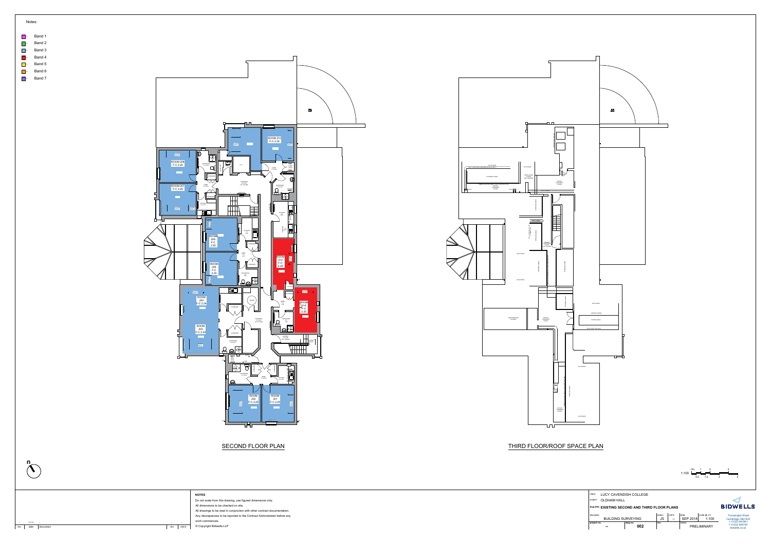Notes:

- Band 1
- Band 2
- Band 3
- Band 4
- Band 5
- Band 6
- Band 7

ROOM 208 F-C 2.25

ROOM 207 F-C 2.25

ROOM 210 F-C 2.24

ROOM 206 F-C 2.25

ROOM 205 F-C 2.25

ROOM 212 F-C 2.25

ROOM 204 F-C 2.24

ROOM 214 F-C 2.25

ROOM 203 F-C 2.24

ROOM 202 F-C 2.25

ROOM 201 F-C 2.25

SECOND FLOOR PLAN

THIRD FLOOR/ROOF SPACE PLAN

1:100

## NOTES

Do not scale from this drawing, use figured dimensions only.

All dimensions to be checked on site.

All drawings to be read in conjunction with other contract documentation.

Any discrepancies to be reported to the Contract Administrator before any work commences.

© Copyright Bidwells LLP

| rev. | date | description | drn | chkd |
|---|---|---|---|---|
| - | -/-/- | - | - | - |

client: LUCY CAVENDISH COLLEGE

project: OLDHAM HALL

dwg title: EXISTING SECOND AND THIRD FLOOR PLANS

| discipline | drawn | chk'd | date | scale @ A1 |
|---|---|---|---|---|
| BUILDING SURVEYING | JS | -- | SEP 2018 | 1:100 |
| project no. | dwg no. | rev. | status | |
| -- | 002 | | PRELIMINARY | |

BIDWELLS

Trumpington Road
Cambridge CB2 9LD
t: 01223 841841
f: 01223 845150
bidwells.co.uk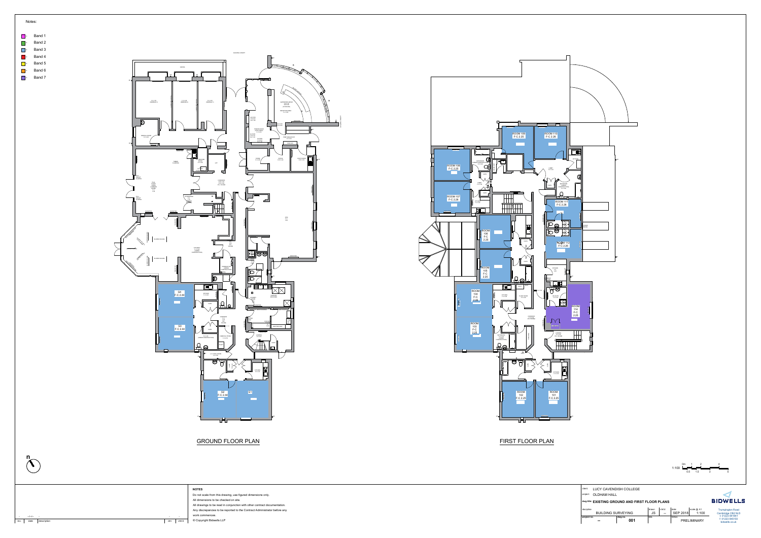Notes:

- Band 1
- Band 2
- Band 3
- Band 4
- Band 5
- Band 6
- Band 7

G4
F-C 2.44

G3
F-C 2.44

G2
F-C 2.44

G1

GROUND FLOOR PLAN

ROOM 109
F-C 2.25

ROOM 110
F-C 2.26

ROOM 108
F-C 2.26

ROOM 107
F-C 2.26

ROOM 111
F-C 2.26

ROOM 112
F-C 2.26

ROOM 106
F-C 2.25

ROOM 105
F-C 2.25

ROOM 104
F-C 2.26

ROOM 103
F-C 2.25

ROOM 114
F-C 2.25

ROOM 102
F-C 2.25

ROOM 101
F-C 2.25

FIRST FLOOR PLAN

n

1:100

## NOTES

Do not scale from this drawing, use figured dimensions only.

All dimensions to be checked on site.

All drawings to be read in conjunction with other contract documentation.

Any discrepancies to be reported to the Contract Administrator before any work commences.

© Copyright Bidwells LLP

| rev. | date | description | drn | chk'd |
|---|---|---|---|---|
| - | -/-/- | - | - | - |

| | |
|---|---|
| client: | LUCY CAVENDISH COLLEGE |
| project: | OLDHAM HALL |
| dwg title: | EXISTING GROUND AND FIRST FLOOR PLANS |

| discipline: | drawn: | chk'd: | date: | scale @ A1 |
|---|---|---|---|---|
| BUILDING SURVEYING | JS | -- | SEP 2018 | 1:100 |

| project no.: | dwg no.: | rev.: | status: |
|---|---|---|---|
| -- | 001 | | PRELIMINARY |

BIDWELLS

Trumpington Road
Cambridge CB2 9LD
t: 01223 841841
f: 01223 845150
bidwells.co.uk